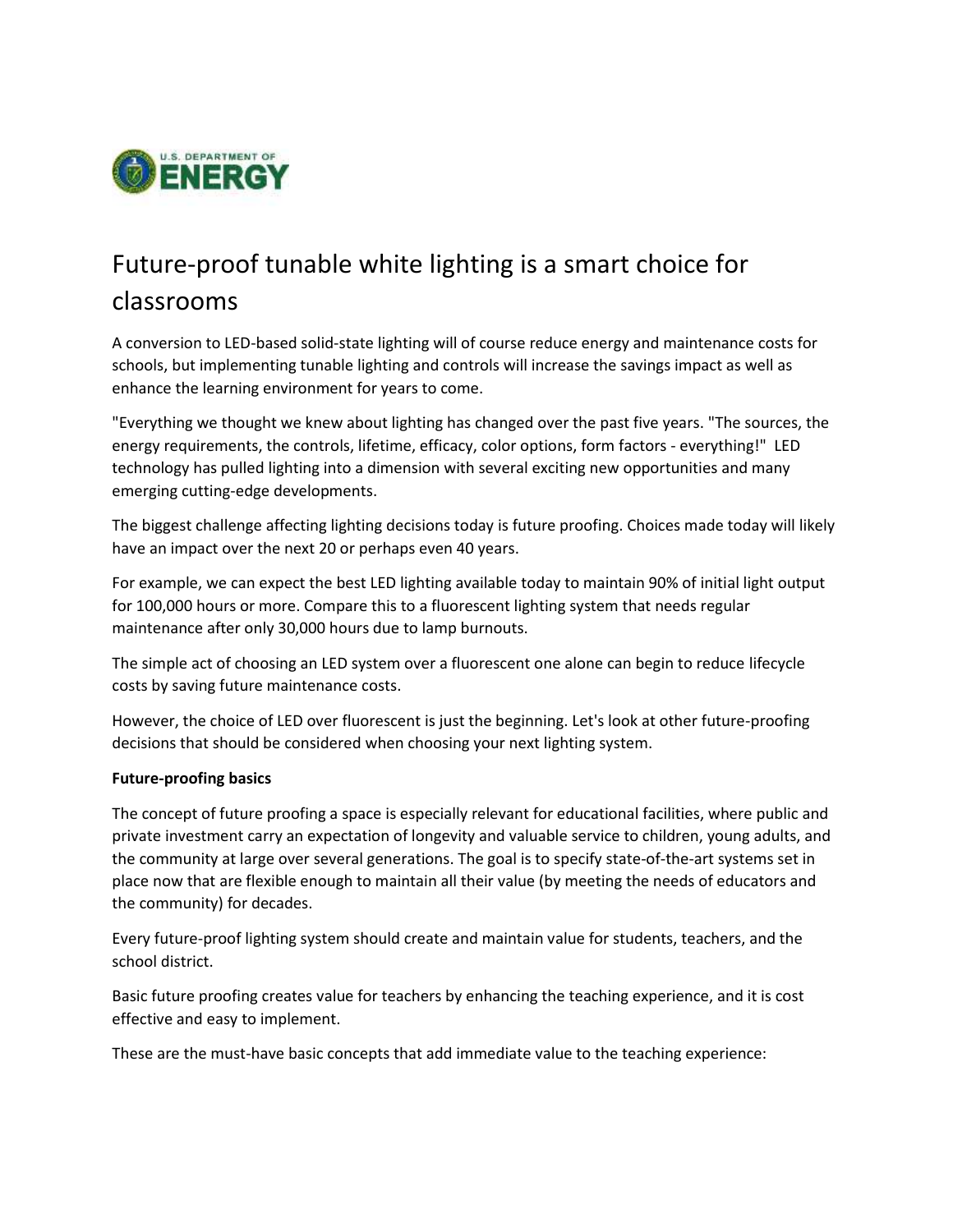# Future-proof tunable white lighting is a smart choice for classrooms

A conversion to LED-based solid-state lighting will of course reduce energy and maintenance costs for schools, but implementing tunable lighting and controls will increase the savings impact as well as enhance the learning environment for years to come.

"Everything we thought we knew about lighting has changed over the past five years. "The sources, the energy requirements, the controls, lifetime, efficacy, color options, form factors - everything!" LED technology has pulled lighting into a dimension with several exciting new opportunities and many emerging cutting-edge developments.

The biggest challenge affecting lighting decisions today is future proofing. Choices made today will likely have an impact over the next 20 or perhaps even 40 years.

For example, we can expect the best LED lighting available today to maintain 90% of initial light output for 100,000 hours or more. Compare this to a fluorescent lighting system that needs regular maintenance after only 30,000 hours due to lamp burnouts.

The simple act of choosing an LED system over a fluorescent one alone can begin to reduce lifecycle costs by saving future maintenance costs.

However, the choice of LED over fluorescent is just the beginning. Let's look at other future-proofing decisions that should be considered when choosing your next lighting system.

**Future-proofing basics**

The concept of future proofing a space is especially relevant for educational facilities, where public and private investment carry an expectation of longevity and valuable service to children, young adults, and the community at large over several generations. The goal is to specify state-of-the-art systems set in place now that are flexible enough to maintain all their value (by meeting the needs of educators and the community) for decades.

Every future-proof lighting system should create and maintain value for students, teachers, and the school district.

Basic future proofing creates value for teachers by enhancing the teaching experience, and it is cost effective and easy to implement.

These are the must-have basic concepts that add immediate value to the teaching experience: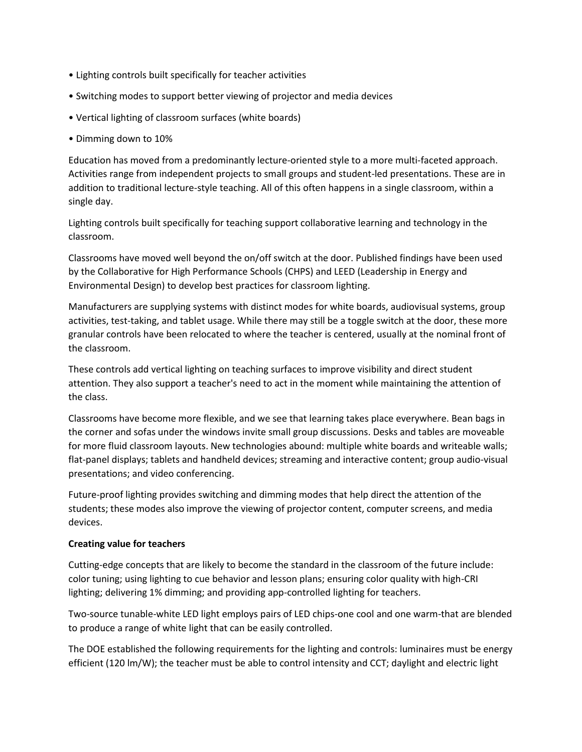- Lighting controls built specifically for teacher activities
- Switching modes to support better viewing of projector and media devices
- Vertical lighting of classroom surfaces (white boards)
- Dimming down to 10%

Education has moved from a predominantly lecture-oriented style to a more multi-faceted approach. Activities range from independent projects to small groups and student-led presentations. These are in addition to traditional lecture-style teaching. All of this often happens in a single classroom, within a single day.

Lighting controls built specifically for teaching support collaborative learning and technology in the classroom.

Classrooms have moved well beyond the on/off switch at the door. Published findings have been used by the Collaborative for High Performance Schools (CHPS) and LEED (Leadership in Energy and Environmental Design) to develop best practices for classroom lighting.

Manufacturers are supplying systems with distinct modes for white boards, audiovisual systems, group activities, test-taking, and tablet usage. While there may still be a toggle switch at the door, these more granular controls have been relocated to where the teacher is centered, usually at the nominal front of the classroom.

These controls add vertical lighting on teaching surfaces to improve visibility and direct student attention. They also support a teacher's need to act in the moment while maintaining the attention of the class.

Classrooms have become more flexible, and we see that learning takes place everywhere. Bean bags in the corner and sofas under the windows invite small group discussions. Desks and tables are moveable for more fluid classroom layouts. New technologies abound: multiple white boards and writeable walls; flat-panel displays; tablets and handheld devices; streaming and interactive content; group audio-visual presentations; and video conferencing.

Future-proof lighting provides switching and dimming modes that help direct the attention of the students; these modes also improve the viewing of projector content, computer screens, and media devices.

**Creating value for teachers**

Cutting-edge concepts that are likely to become the standard in the classroom of the future include: color tuning; using lighting to cue behavior and lesson plans; ensuring color quality with high-CRI lighting; delivering 1% dimming; and providing app-controlled lighting for teachers.

Two-source tunable-white LED light employs pairs of LED chips-one cool and one warm-that are blended to produce a range of white light that can be easily controlled.

The DOE established the following requirements for the lighting and controls: luminaires must be energy efficient (120 lm/W); the teacher must be able to control intensity and CCT; daylight and electric light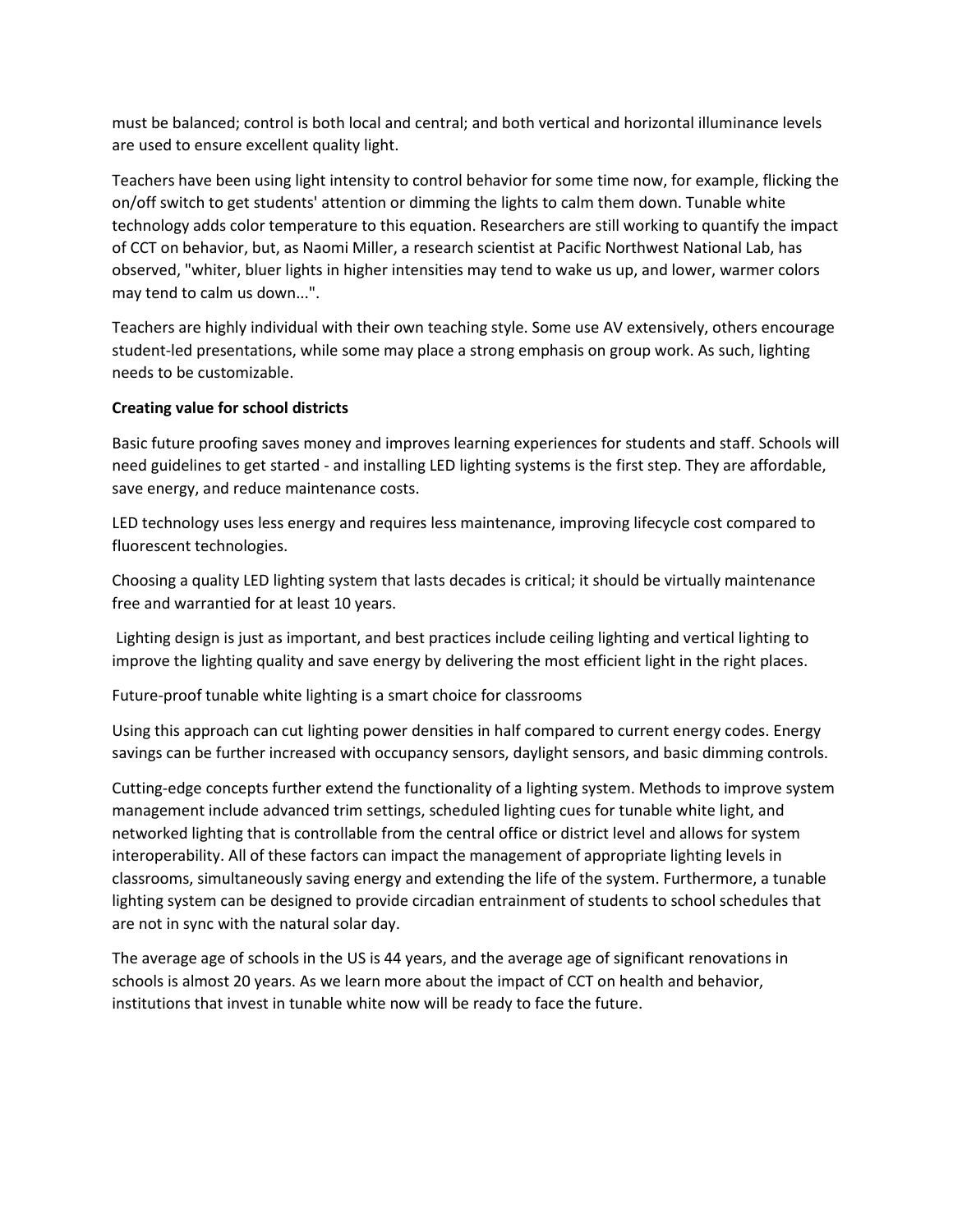must be balanced; control is both local and central; and both vertical and horizontal illuminance levels are used to ensure excellent quality light.

Teachers have been using light intensity to control behavior for some time now, for example, flicking the on/off switch to get students' attention or dimming the lights to calm them down. Tunable white technology adds color temperature to this equation. Researchers are still working to quantify the impact of CCT on behavior, but, as Naomi Miller, a research scientist at Pacific Northwest National Lab, has observed, "whiter, bluer lights in higher intensities may tend to wake us up, and lower, warmer colors may tend to calm us down...".

Teachers are highly individual with their own teaching style. Some use AV extensively, others encourage student-led presentations, while some may place a strong emphasis on group work. As such, lighting needs to be customizable.

**Creating value for school districts**

Basic future proofing saves money and improves learning experiences for students and staff. Schools will need guidelines to get started - and installing LED lighting systems is the first step. They are affordable, save energy, and reduce maintenance costs.

LED technology uses less energy and requires less maintenance, improving lifecycle cost compared to fluorescent technologies.

Choosing a quality LED lighting system that lasts decades is critical; it should be virtually maintenance free and warrantied for at least 10 years.

Lighting design is just as important, and best practices include ceiling lighting and vertical lighting to improve the lighting quality and save energy by delivering the most efficient light in the right places.

Future-proof tunable white lighting is a smart choice for classrooms

Using this approach can cut lighting power densities in half compared to current energy codes. Energy savings can be further increased with occupancy sensors, daylight sensors, and basic dimming controls.

Cutting-edge concepts further extend the functionality of a lighting system. Methods to improve system management include advanced trim settings, scheduled lighting cues for tunable white light, and networked lighting that is controllable from the central office or district level and allows for system interoperability. All of these factors can impact the management of appropriate lighting levels in classrooms, simultaneously saving energy and extending the life of the system. Furthermore, a tunable lighting system can be designed to provide circadian entrainment of students to school schedules that are not in sync with the natural solar day.

The average age of schools in the US is 44 years, and the average age of significant renovations in schools is almost 20 years. As we learn more about the impact of CCT on health and behavior, institutions that invest in tunable white now will be ready to face the future.